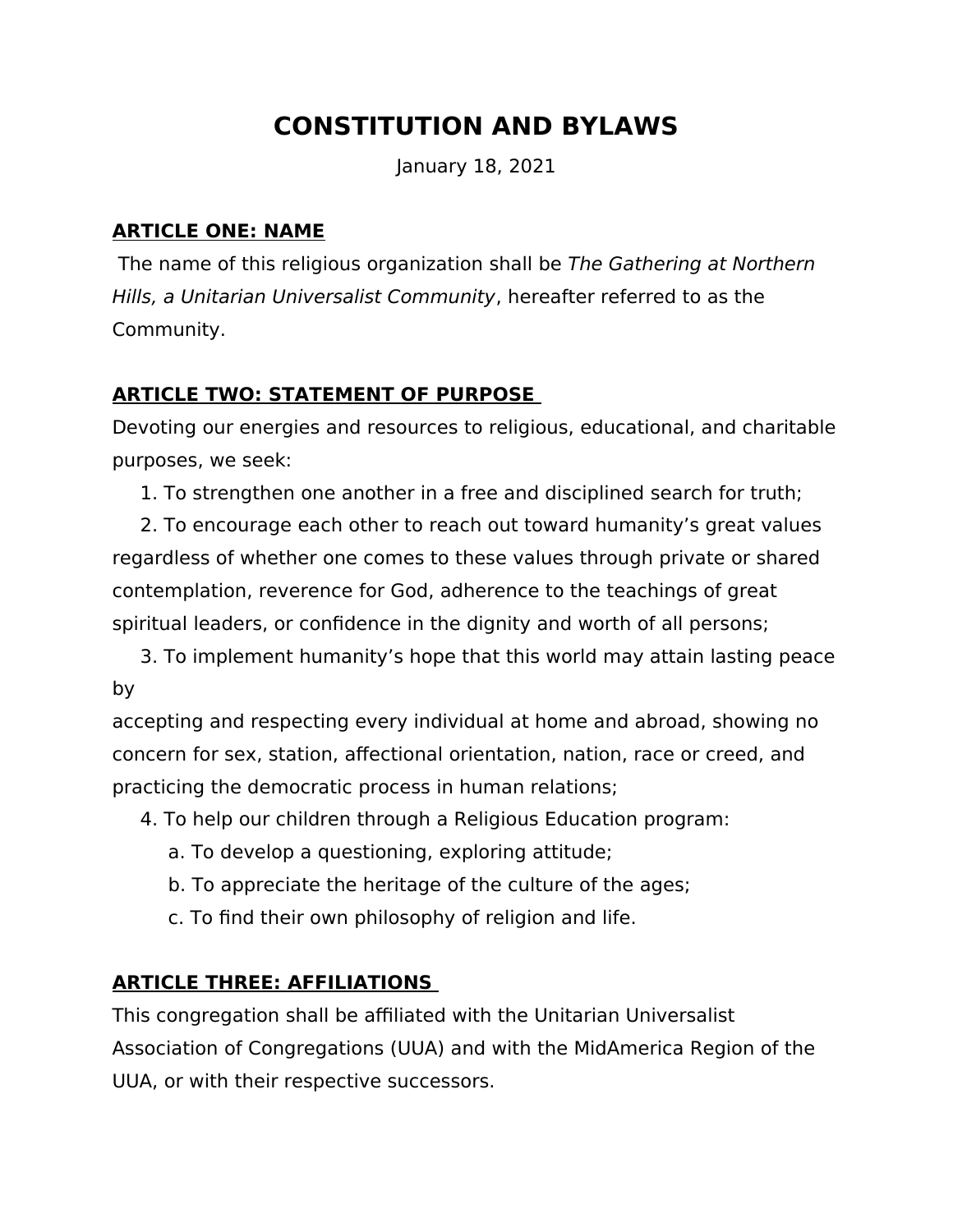# CONSTITUTION AND BYLAWS

January 18, 2021

## **ARTICLE ONE: NAME**

The name of this religious organization shall be *The Gathering at Northern Hills, a Unitarian Universalist Community*, hereafter referred to as the Community.

## **ARTICLE TWO: STATEMENT OF PURPOSE**

Devoting our energies and resources to religious, educational, and charitable purposes, we seek:

1. To strengthen one another in a free and disciplined search for truth;
2. To encourage each other to reach out toward humanity's great values regardless of whether one comes to these values through private or shared contemplation, reverence for God, adherence to the teachings of great spiritual leaders, or confidence in the dignity and worth of all persons;
3. To implement humanity's hope that this world may attain lasting peace by accepting and respecting every individual at home and abroad, showing no concern for sex, station, affectional orientation, nation, race or creed, and practicing the democratic process in human relations;
4. To help our children through a Religious Education program:
   a. To develop a questioning, exploring attitude;
   b. To appreciate the heritage of the culture of the ages;
   c. To find their own philosophy of religion and life.

## **ARTICLE THREE: AFFILIATIONS**

This congregation shall be affiliated with the Unitarian Universalist Association of Congregations (UUA) and with the MidAmerica Region of the UUA, or with their respective successors.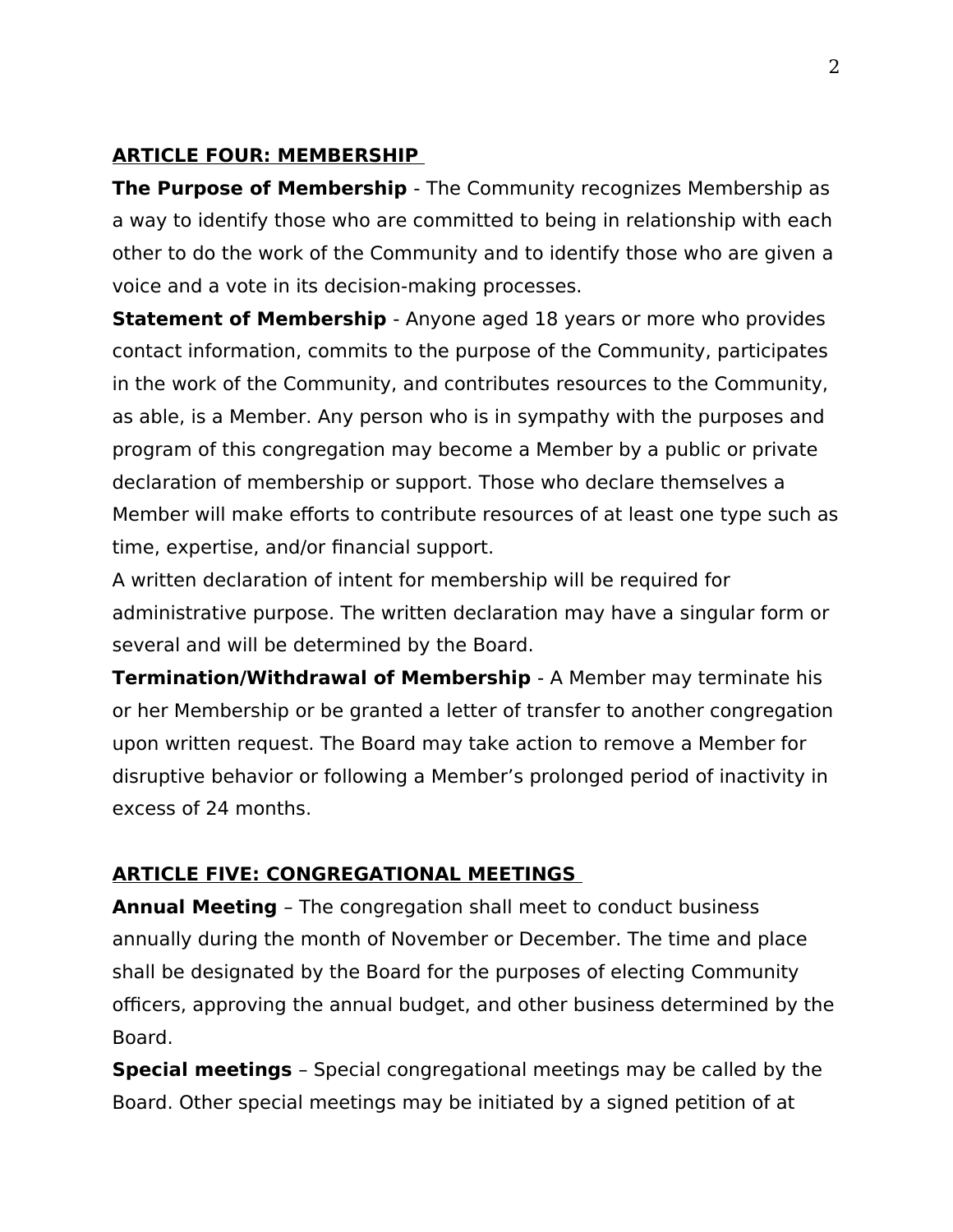## ARTICLE FOUR: MEMBERSHIP

**The Purpose of Membership** - The Community recognizes Membership as a way to identify those who are committed to being in relationship with each other to do the work of the Community and to identify those who are given a voice and a vote in its decision-making processes.

**Statement of Membership** - Anyone aged 18 years or more who provides contact information, commits to the purpose of the Community, participates in the work of the Community, and contributes resources to the Community, as able, is a Member. Any person who is in sympathy with the purposes and program of this congregation may become a Member by a public or private declaration of membership or support. Those who declare themselves a Member will make efforts to contribute resources of at least one type such as time, expertise, and/or financial support.

A written declaration of intent for membership will be required for administrative purpose. The written declaration may have a singular form or several and will be determined by the Board.

**Termination/Withdrawal of Membership** - A Member may terminate his or her Membership or be granted a letter of transfer to another congregation upon written request. The Board may take action to remove a Member for disruptive behavior or following a Member's prolonged period of inactivity in excess of 24 months.

## ARTICLE FIVE: CONGREGATIONAL MEETINGS

**Annual Meeting** – The congregation shall meet to conduct business annually during the month of November or December. The time and place shall be designated by the Board for the purposes of electing Community officers, approving the annual budget, and other business determined by the Board.

**Special meetings** – Special congregational meetings may be called by the Board. Other special meetings may be initiated by a signed petition of at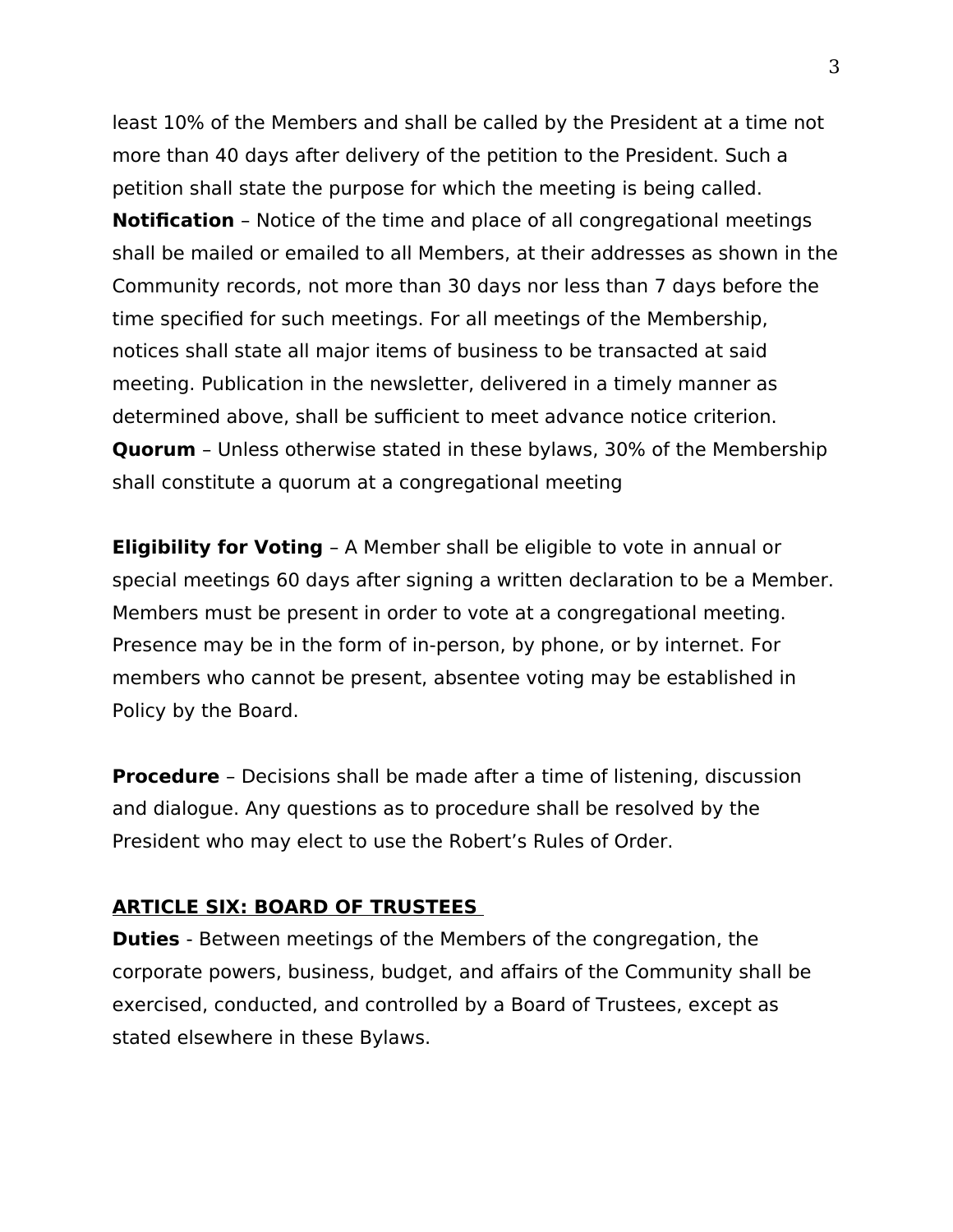least 10% of the Members and shall be called by the President at a time not more than 40 days after delivery of the petition to the President. Such a petition shall state the purpose for which the meeting is being called.

**Notification** – Notice of the time and place of all congregational meetings shall be mailed or emailed to all Members, at their addresses as shown in the Community records, not more than 30 days nor less than 7 days before the time specified for such meetings. For all meetings of the Membership, notices shall state all major items of business to be transacted at said meeting. Publication in the newsletter, delivered in a timely manner as determined above, shall be sufficient to meet advance notice criterion.

**Quorum** – Unless otherwise stated in these bylaws, 30% of the Membership shall constitute a quorum at a congregational meeting

**Eligibility for Voting** – A Member shall be eligible to vote in annual or special meetings 60 days after signing a written declaration to be a Member. Members must be present in order to vote at a congregational meeting. Presence may be in the form of in-person, by phone, or by internet. For members who cannot be present, absentee voting may be established in Policy by the Board.

**Procedure** – Decisions shall be made after a time of listening, discussion and dialogue. Any questions as to procedure shall be resolved by the President who may elect to use the Robert's Rules of Order.

## ARTICLE SIX: BOARD OF TRUSTEES

**Duties** - Between meetings of the Members of the congregation, the corporate powers, business, budget, and affairs of the Community shall be exercised, conducted, and controlled by a Board of Trustees, except as stated elsewhere in these Bylaws.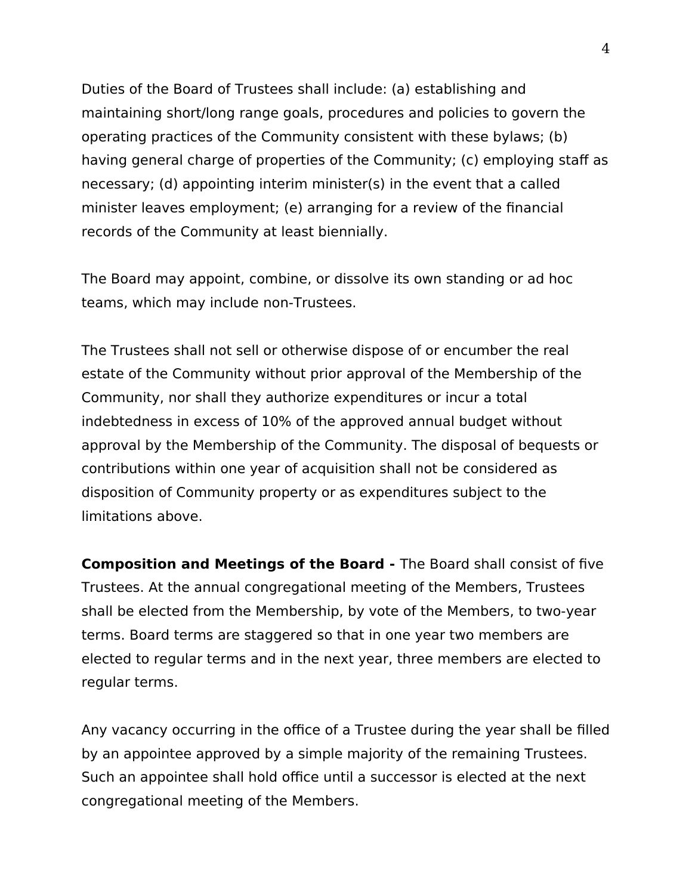Duties of the Board of Trustees shall include: (a) establishing and maintaining short/long range goals, procedures and policies to govern the operating practices of the Community consistent with these bylaws; (b) having general charge of properties of the Community; (c) employing staff as necessary; (d) appointing interim minister(s) in the event that a called minister leaves employment; (e) arranging for a review of the financial records of the Community at least biennially.

The Board may appoint, combine, or dissolve its own standing or ad hoc teams, which may include non-Trustees.

The Trustees shall not sell or otherwise dispose of or encumber the real estate of the Community without prior approval of the Membership of the Community, nor shall they authorize expenditures or incur a total indebtedness in excess of 10% of the approved annual budget without approval by the Membership of the Community. The disposal of bequests or contributions within one year of acquisition shall not be considered as disposition of Community property or as expenditures subject to the limitations above.

**Composition and Meetings of the Board -** The Board shall consist of five Trustees. At the annual congregational meeting of the Members, Trustees shall be elected from the Membership, by vote of the Members, to two-year terms. Board terms are staggered so that in one year two members are elected to regular terms and in the next year, three members are elected to regular terms.

Any vacancy occurring in the office of a Trustee during the year shall be filled by an appointee approved by a simple majority of the remaining Trustees. Such an appointee shall hold office until a successor is elected at the next congregational meeting of the Members.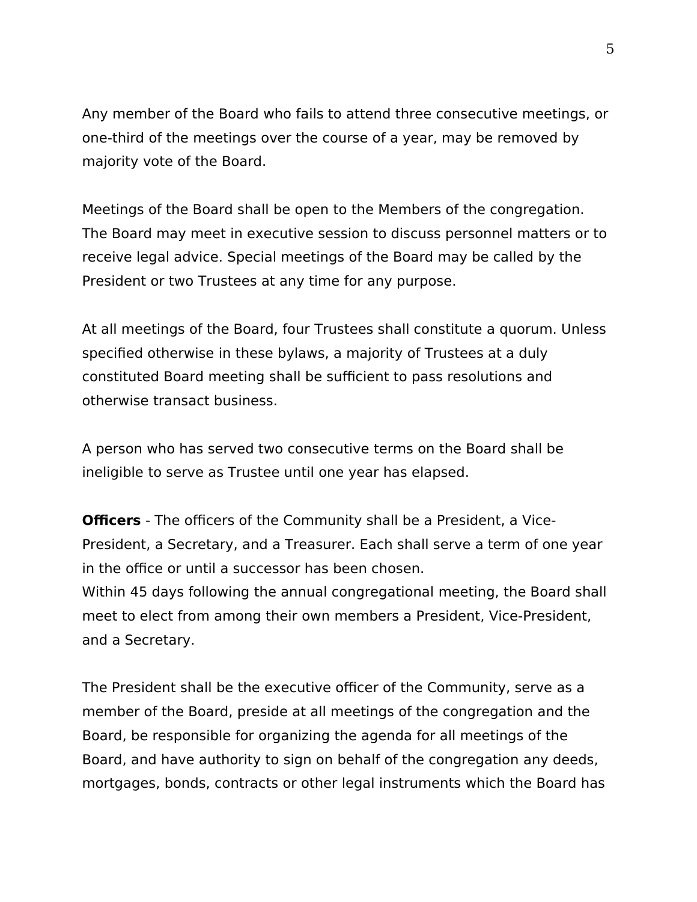Any member of the Board who fails to attend three consecutive meetings, or one-third of the meetings over the course of a year, may be removed by majority vote of the Board.

Meetings of the Board shall be open to the Members of the congregation. The Board may meet in executive session to discuss personnel matters or to receive legal advice. Special meetings of the Board may be called by the President or two Trustees at any time for any purpose.

At all meetings of the Board, four Trustees shall constitute a quorum. Unless specified otherwise in these bylaws, a majority of Trustees at a duly constituted Board meeting shall be sufficient to pass resolutions and otherwise transact business.

A person who has served two consecutive terms on the Board shall be ineligible to serve as Trustee until one year has elapsed.

**Officers** - The officers of the Community shall be a President, a Vice-President, a Secretary, and a Treasurer. Each shall serve a term of one year in the office or until a successor has been chosen.
Within 45 days following the annual congregational meeting, the Board shall meet to elect from among their own members a President, Vice-President, and a Secretary.

The President shall be the executive officer of the Community, serve as a member of the Board, preside at all meetings of the congregation and the Board, be responsible for organizing the agenda for all meetings of the Board, and have authority to sign on behalf of the congregation any deeds, mortgages, bonds, contracts or other legal instruments which the Board has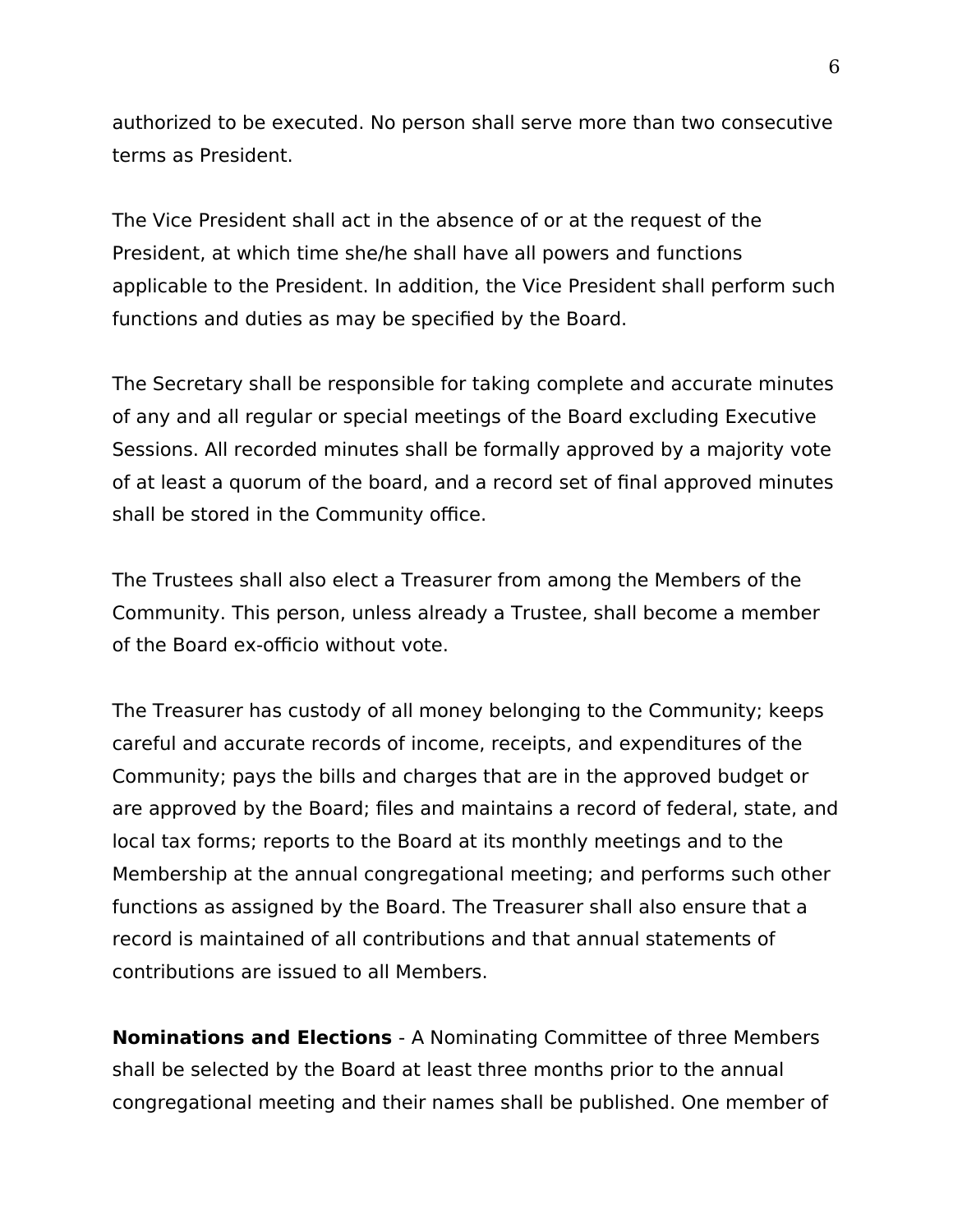authorized to be executed. No person shall serve more than two consecutive terms as President.

The Vice President shall act in the absence of or at the request of the President, at which time she/he shall have all powers and functions applicable to the President. In addition, the Vice President shall perform such functions and duties as may be specified by the Board.

The Secretary shall be responsible for taking complete and accurate minutes of any and all regular or special meetings of the Board excluding Executive Sessions. All recorded minutes shall be formally approved by a majority vote of at least a quorum of the board, and a record set of final approved minutes shall be stored in the Community office.

The Trustees shall also elect a Treasurer from among the Members of the Community. This person, unless already a Trustee, shall become a member of the Board ex-officio without vote.

The Treasurer has custody of all money belonging to the Community; keeps careful and accurate records of income, receipts, and expenditures of the Community; pays the bills and charges that are in the approved budget or are approved by the Board; files and maintains a record of federal, state, and local tax forms; reports to the Board at its monthly meetings and to the Membership at the annual congregational meeting; and performs such other functions as assigned by the Board. The Treasurer shall also ensure that a record is maintained of all contributions and that annual statements of contributions are issued to all Members.

**Nominations and Elections** - A Nominating Committee of three Members shall be selected by the Board at least three months prior to the annual congregational meeting and their names shall be published. One member of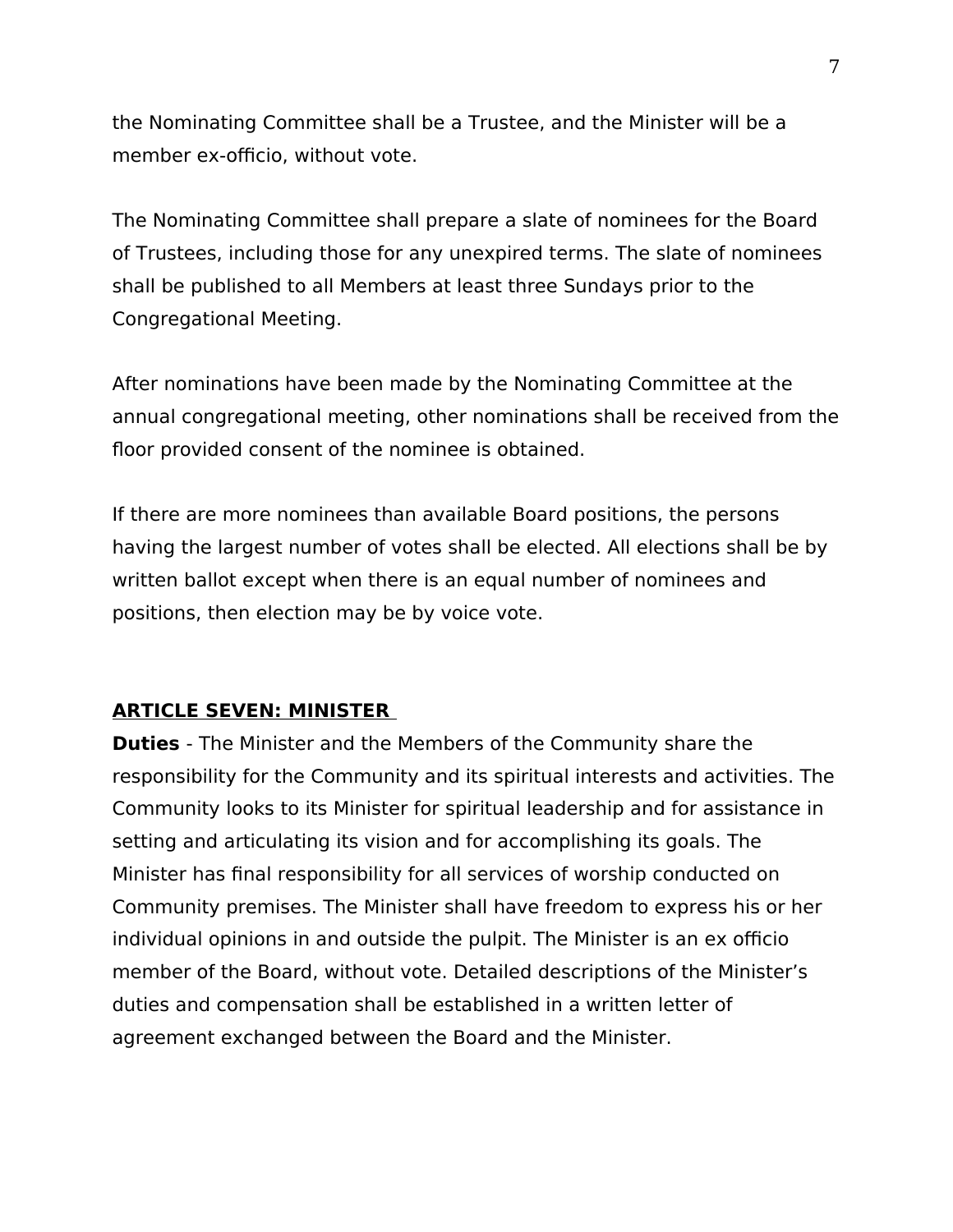the Nominating Committee shall be a Trustee, and the Minister will be a member ex-officio, without vote.

The Nominating Committee shall prepare a slate of nominees for the Board of Trustees, including those for any unexpired terms. The slate of nominees shall be published to all Members at least three Sundays prior to the Congregational Meeting.

After nominations have been made by the Nominating Committee at the annual congregational meeting, other nominations shall be received from the floor provided consent of the nominee is obtained.

If there are more nominees than available Board positions, the persons having the largest number of votes shall be elected. All elections shall be by written ballot except when there is an equal number of nominees and positions, then election may be by voice vote.

## ARTICLE SEVEN: MINISTER

**Duties** - The Minister and the Members of the Community share the responsibility for the Community and its spiritual interests and activities. The Community looks to its Minister for spiritual leadership and for assistance in setting and articulating its vision and for accomplishing its goals. The Minister has final responsibility for all services of worship conducted on Community premises. The Minister shall have freedom to express his or her individual opinions in and outside the pulpit. The Minister is an ex officio member of the Board, without vote. Detailed descriptions of the Minister's duties and compensation shall be established in a written letter of agreement exchanged between the Board and the Minister.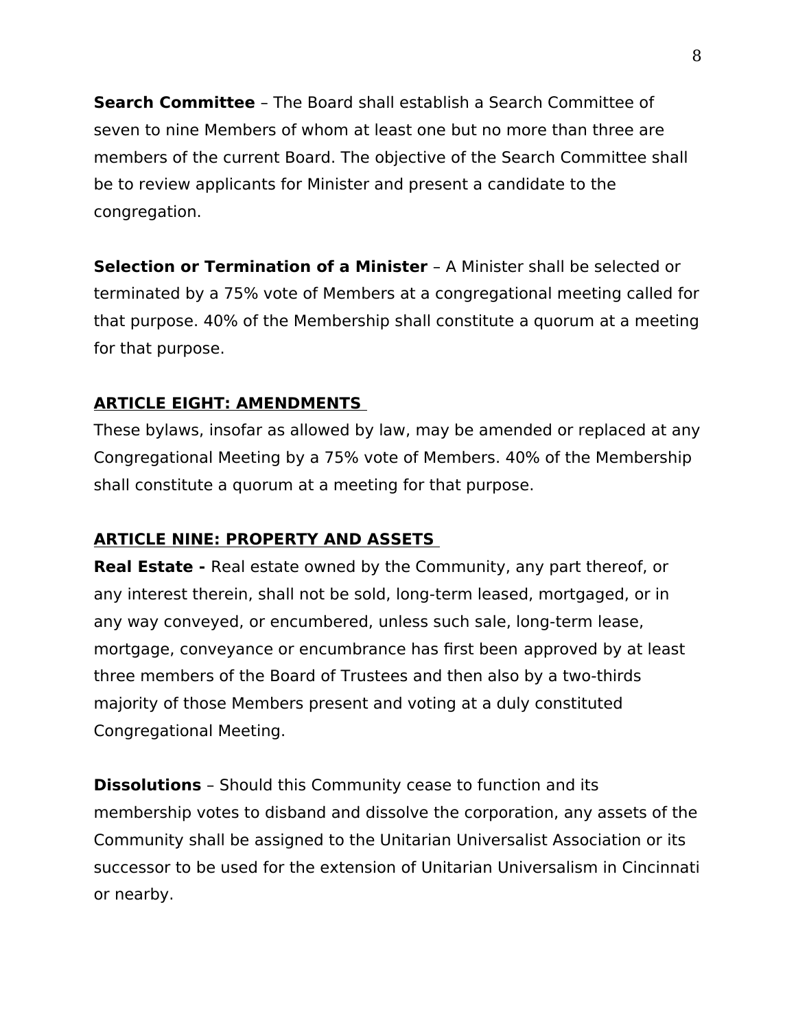**Search Committee** – The Board shall establish a Search Committee of seven to nine Members of whom at least one but no more than three are members of the current Board. The objective of the Search Committee shall be to review applicants for Minister and present a candidate to the congregation.

**Selection or Termination of a Minister** – A Minister shall be selected or terminated by a 75% vote of Members at a congregational meeting called for that purpose. 40% of the Membership shall constitute a quorum at a meeting for that purpose.

## ARTICLE EIGHT: AMENDMENTS

These bylaws, insofar as allowed by law, may be amended or replaced at any Congregational Meeting by a 75% vote of Members. 40% of the Membership shall constitute a quorum at a meeting for that purpose.

## ARTICLE NINE: PROPERTY AND ASSETS

**Real Estate -** Real estate owned by the Community, any part thereof, or any interest therein, shall not be sold, long-term leased, mortgaged, or in any way conveyed, or encumbered, unless such sale, long-term lease, mortgage, conveyance or encumbrance has first been approved by at least three members of the Board of Trustees and then also by a two-thirds majority of those Members present and voting at a duly constituted Congregational Meeting.

**Dissolutions** – Should this Community cease to function and its membership votes to disband and dissolve the corporation, any assets of the Community shall be assigned to the Unitarian Universalist Association or its successor to be used for the extension of Unitarian Universalism in Cincinnati or nearby.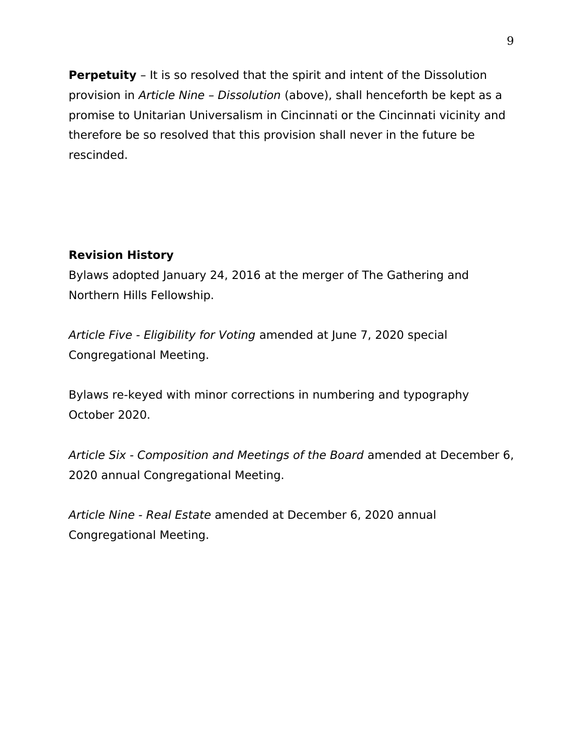**Perpetuity** – It is so resolved that the spirit and intent of the Dissolution provision in *Article Nine – Dissolution* (above), shall henceforth be kept as a promise to Unitarian Universalism in Cincinnati or the Cincinnati vicinity and therefore be so resolved that this provision shall never in the future be rescinded.

**Revision History**

Bylaws adopted January 24, 2016 at the merger of The Gathering and Northern Hills Fellowship.

*Article Five - Eligibility for Voting* amended at June 7, 2020 special Congregational Meeting.

Bylaws re-keyed with minor corrections in numbering and typography October 2020.

*Article Six - Composition and Meetings of the Board* amended at December 6, 2020 annual Congregational Meeting.

*Article Nine - Real Estate* amended at December 6, 2020 annual Congregational Meeting.